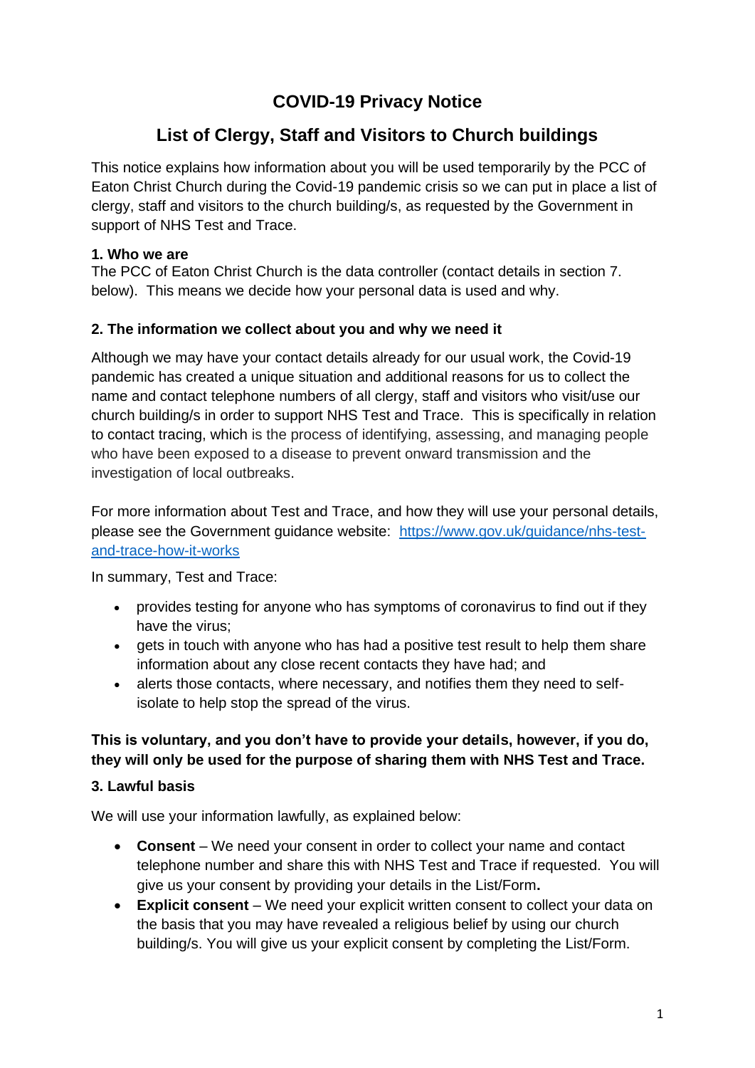# COVID-19 Privacy Notice

## List of Clergy, Staff and Visitors to Church buildings

This notice explains how information about you will be used temporarily by the PCC of Eaton Christ Church during the Covid-19 pandemic crisis so we can put in place a list of clergy, staff and visitors to the church building/s, as requested by the Government in support of NHS Test and Trace.

**1. Who we are**

The PCC of Eaton Christ Church is the data controller (contact details in section 7. below). This means we decide how your personal data is used and why.

**2. The information we collect about you and why we need it**

Although we may have your contact details already for our usual work, the Covid-19 pandemic has created a unique situation and additional reasons for us to collect the name and contact telephone numbers of all clergy, staff and visitors who visit/use our church building/s in order to support NHS Test and Trace. This is specifically in relation to contact tracing, which is the process of identifying, assessing, and managing people who have been exposed to a disease to prevent onward transmission and the investigation of local outbreaks.

For more information about Test and Trace, and how they will use your personal details, please see the Government guidance website: [https://www.gov.uk/guidance/nhs-test-and-trace-how-it-works](https://www.gov.uk/guidance/nhs-test-and-trace-how-it-works)

In summary, Test and Trace:

- provides testing for anyone who has symptoms of coronavirus to find out if they have the virus;
- gets in touch with anyone who has had a positive test result to help them share information about any close recent contacts they have had; and
- alerts those contacts, where necessary, and notifies them they need to self-isolate to help stop the spread of the virus.

**This is voluntary, and you don't have to provide your details, however, if you do, they will only be used for the purpose of sharing them with NHS Test and Trace.**

**3. Lawful basis**

We will use your information lawfully, as explained below:

- **Consent** – We need your consent in order to collect your name and contact telephone number and share this with NHS Test and Trace if requested. You will give us your consent by providing your details in the List/Form**.**
- **Explicit consent** – We need your explicit written consent to collect your data on the basis that you may have revealed a religious belief by using our church building/s. You will give us your explicit consent by completing the List/Form.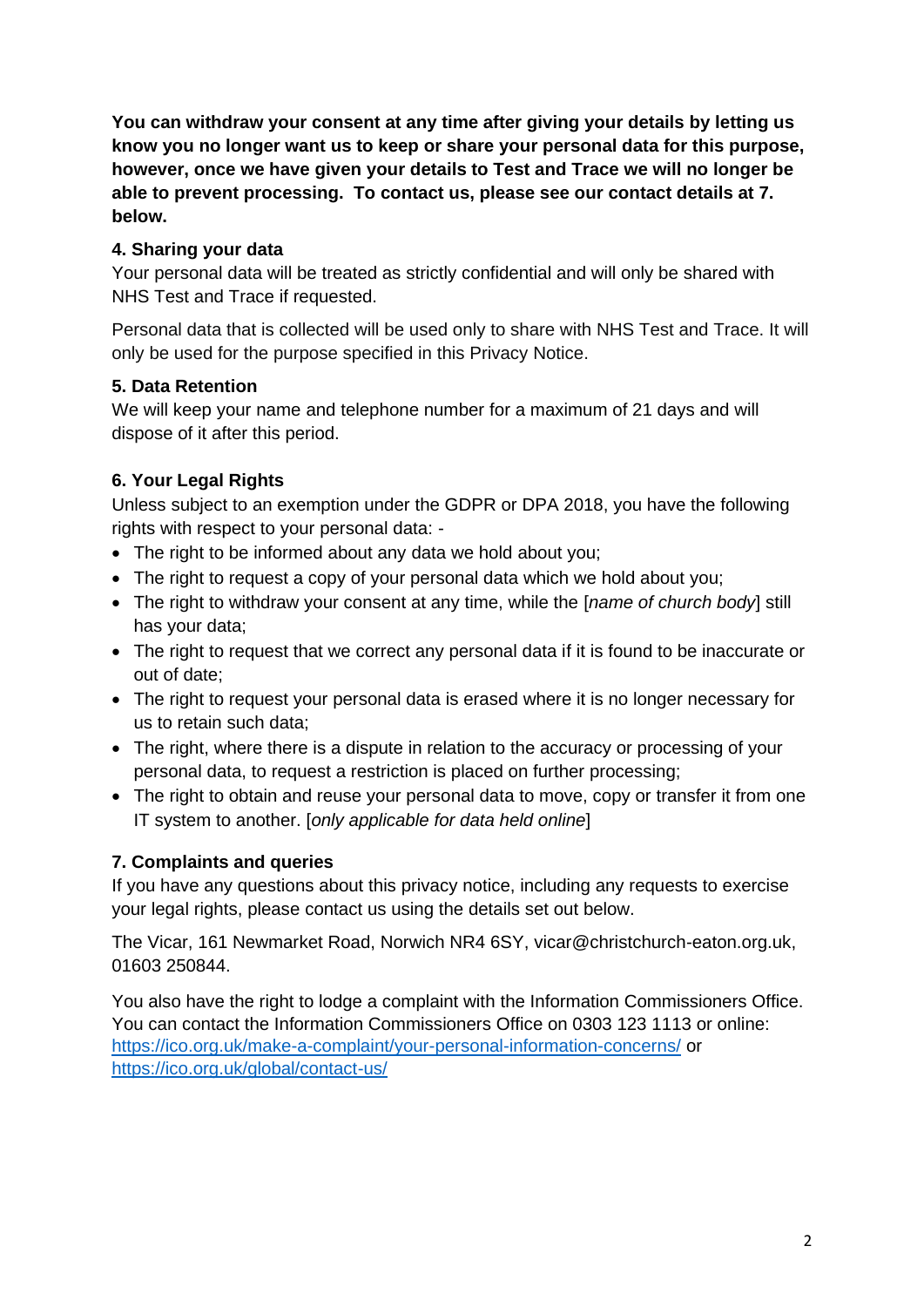**You can withdraw your consent at any time after giving your details by letting us know you no longer want us to keep or share your personal data for this purpose, however, once we have given your details to Test and Trace we will no longer be able to prevent processing. To contact us, please see our contact details at 7. below.**

### 4. Sharing your data

Your personal data will be treated as strictly confidential and will only be shared with NHS Test and Trace if requested.

Personal data that is collected will be used only to share with NHS Test and Trace. It will only be used for the purpose specified in this Privacy Notice.

### 5. Data Retention

We will keep your name and telephone number for a maximum of 21 days and will dispose of it after this period.

### 6. Your Legal Rights

Unless subject to an exemption under the GDPR or DPA 2018, you have the following rights with respect to your personal data: -

- The right to be informed about any data we hold about you;
- The right to request a copy of your personal data which we hold about you;
- The right to withdraw your consent at any time, while the [*name of church body*] still has your data;
- The right to request that we correct any personal data if it is found to be inaccurate or out of date;
- The right to request your personal data is erased where it is no longer necessary for us to retain such data;
- The right, where there is a dispute in relation to the accuracy or processing of your personal data, to request a restriction is placed on further processing;
- The right to obtain and reuse your personal data to move, copy or transfer it from one IT system to another. [*only applicable for data held online*]

### 7. Complaints and queries

If you have any questions about this privacy notice, including any requests to exercise your legal rights, please contact us using the details set out below.

The Vicar, 161 Newmarket Road, Norwich NR4 6SY, vicar@christchurch-eaton.org.uk, 01603 250844.

You also have the right to lodge a complaint with the Information Commissioners Office. You can contact the Information Commissioners Office on 0303 123 1113 or online: https://ico.org.uk/make-a-complaint/your-personal-information-concerns/ or https://ico.org.uk/global/contact-us/